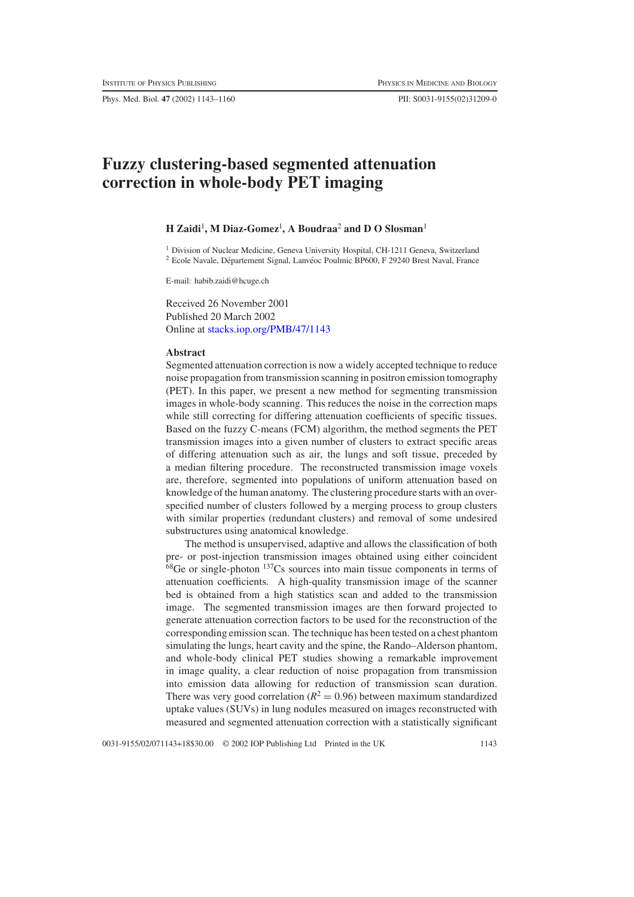# Fuzzy clustering-based segmented attenuation correction in whole-body PET imaging

**H Zaidi[1], M Diaz-Gomez[1], A Boudraa[2] and D O Slosman[1]**

[1] Division of Nuclear Medicine, Geneva University Hospital, CH-1211 Geneva, Switzerland
[2] Ecole Navale, Département Signal, Lanvéoc Poulmic BP600, F 29240 Brest Naval, France

E-mail: habib.zaidi@hcuge.ch

Received 26 November 2001
Published 20 March 2002
Online at stacks.iop.org/PMB/47/1143

## Abstract

Segmented attenuation correction is now a widely accepted technique to reduce noise propagation from transmission scanning in positron emission tomography (PET). In this paper, we present a new method for segmenting transmission images in whole-body scanning. This reduces the noise in the correction maps while still correcting for differing attenuation coefficients of specific tissues. Based on the fuzzy C-means (FCM) algorithm, the method segments the PET transmission images into a given number of clusters to extract specific areas of differing attenuation such as air, the lungs and soft tissue, preceded by a median filtering procedure. The reconstructed transmission image voxels are, therefore, segmented into populations of uniform attenuation based on knowledge of the human anatomy. The clustering procedure starts with an over-specified number of clusters followed by a merging process to group clusters with similar properties (redundant clusters) and removal of some undesired substructures using anatomical knowledge.

The method is unsupervised, adaptive and allows the classification of both pre- or post-injection transmission images obtained using either coincident $^{68}$Ge or single-photon $^{137}$Cs sources into main tissue components in terms of attenuation coefficients. A high-quality transmission image of the scanner bed is obtained from a high statistics scan and added to the transmission image. The segmented transmission images are then forward projected to generate attenuation correction factors to be used for the reconstruction of the corresponding emission scan. The technique has been tested on a chest phantom simulating the lungs, heart cavity and the spine, the Rando–Alderson phantom, and whole-body clinical PET studies showing a remarkable improvement in image quality, a clear reduction of noise propagation from transmission into emission data allowing for reduction of transmission scan duration. There was very good correlation ($R^2 = 0.96$) between maximum standardized uptake values (SUVs) in lung nodules measured on images reconstructed with measured and segmented attenuation correction with a statistically significant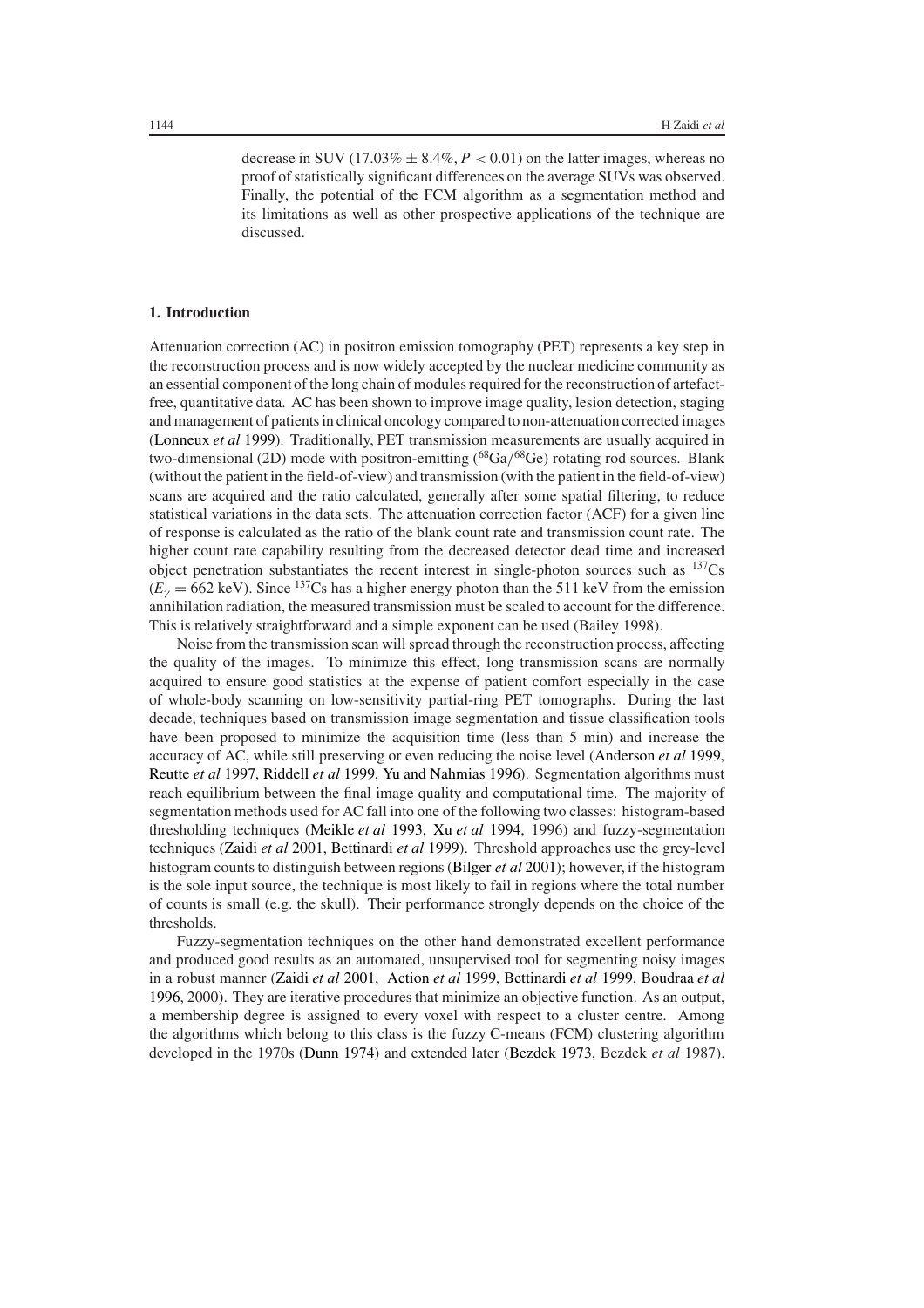decrease in SUV ($17.03\% \pm 8.4\%$, $P < 0.01$) on the latter images, whereas no proof of statistically significant differences on the average SUVs was observed. Finally, the potential of the FCM algorithm as a segmentation method and its limitations as well as other prospective applications of the technique are discussed.

## 1. Introduction

Attenuation correction (AC) in positron emission tomography (PET) represents a key step in the reconstruction process and is now widely accepted by the nuclear medicine community as an essential component of the long chain of modules required for the reconstruction of artefact-free, quantitative data. AC has been shown to improve image quality, lesion detection, staging and management of patients in clinical oncology compared to non-attenuation corrected images (Lonneux *et al* 1999). Traditionally, PET transmission measurements are usually acquired in two-dimensional (2D) mode with positron-emitting ($^{68}$Ga/$^{68}$Ge) rotating rod sources. Blank (without the patient in the field-of-view) and transmission (with the patient in the field-of-view) scans are acquired and the ratio calculated, generally after some spatial filtering, to reduce statistical variations in the data sets. The attenuation correction factor (ACF) for a given line of response is calculated as the ratio of the blank count rate and transmission count rate. The higher count rate capability resulting from the decreased detector dead time and increased object penetration substantiates the recent interest in single-photon sources such as $^{137}$Cs ($E_\gamma = 662$ keV). Since $^{137}$Cs has a higher energy photon than the 511 keV from the emission annihilation radiation, the measured transmission must be scaled to account for the difference. This is relatively straightforward and a simple exponent can be used (Bailey 1998).

Noise from the transmission scan will spread through the reconstruction process, affecting the quality of the images. To minimize this effect, long transmission scans are normally acquired to ensure good statistics at the expense of patient comfort especially in the case of whole-body scanning on low-sensitivity partial-ring PET tomographs. During the last decade, techniques based on transmission image segmentation and tissue classification tools have been proposed to minimize the acquisition time (less than 5 min) and increase the accuracy of AC, while still preserving or even reducing the noise level (Anderson *et al* 1999, Reutte *et al* 1997, Riddell *et al* 1999, Yu and Nahmias 1996). Segmentation algorithms must reach equilibrium between the final image quality and computational time. The majority of segmentation methods used for AC fall into one of the following two classes: histogram-based thresholding techniques (Meikle *et al* 1993, Xu *et al* 1994, 1996) and fuzzy-segmentation techniques (Zaidi *et al* 2001, Bettinardi *et al* 1999). Threshold approaches use the grey-level histogram counts to distinguish between regions (Bilger *et al* 2001); however, if the histogram is the sole input source, the technique is most likely to fail in regions where the total number of counts is small (e.g. the skull). Their performance strongly depends on the choice of the thresholds.

Fuzzy-segmentation techniques on the other hand demonstrated excellent performance and produced good results as an automated, unsupervised tool for segmenting noisy images in a robust manner (Zaidi *et al* 2001, Action *et al* 1999, Bettinardi *et al* 1999, Boudraa *et al* 1996, 2000). They are iterative procedures that minimize an objective function. As an output, a membership degree is assigned to every voxel with respect to a cluster centre. Among the algorithms which belong to this class is the fuzzy C-means (FCM) clustering algorithm developed in the 1970s (Dunn 1974) and extended later (Bezdek 1973, Bezdek *et al* 1987).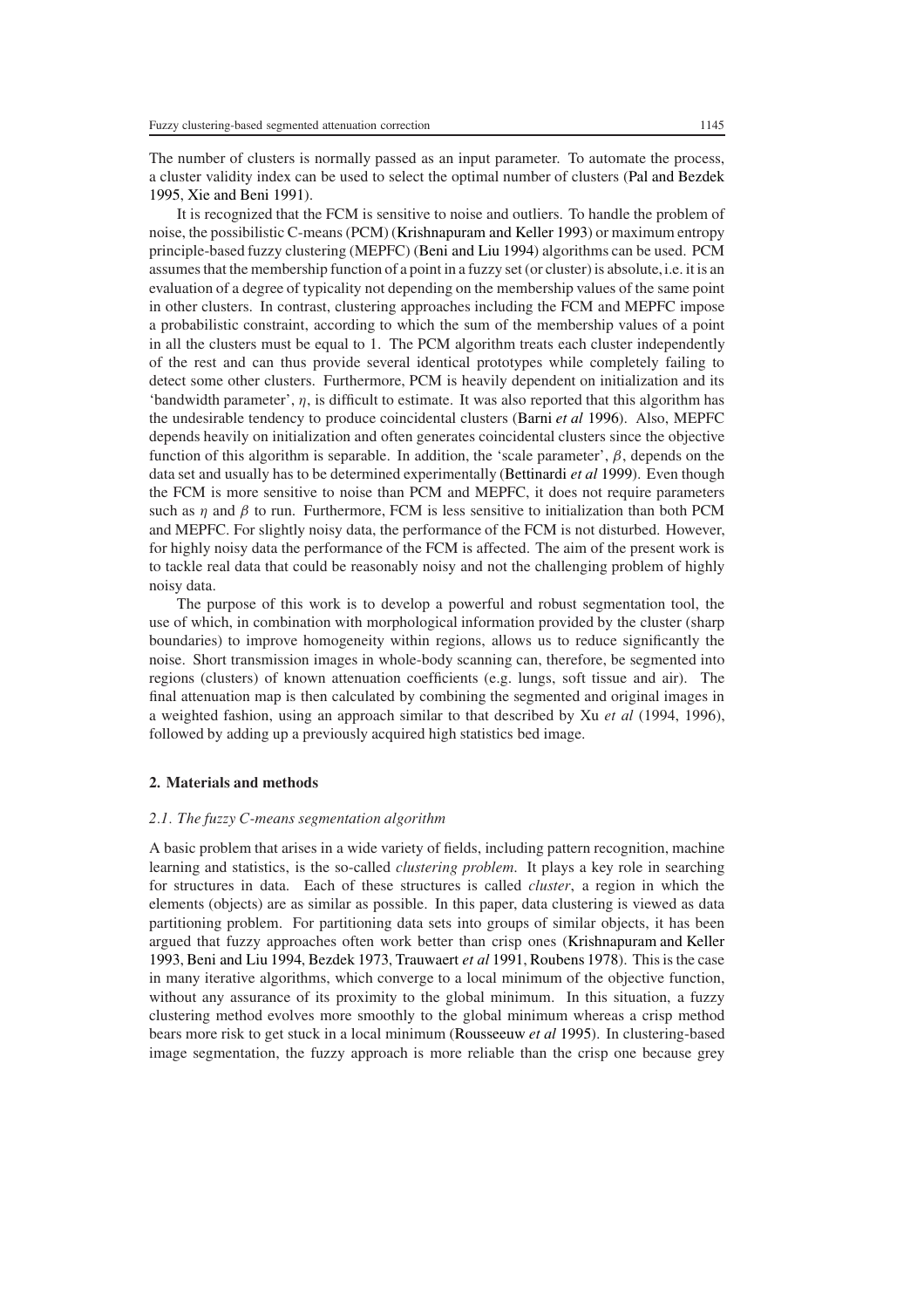The number of clusters is normally passed as an input parameter. To automate the process, a cluster validity index can be used to select the optimal number of clusters (Pal and Bezdek 1995, Xie and Beni 1991).

It is recognized that the FCM is sensitive to noise and outliers. To handle the problem of noise, the possibilistic C-means (PCM) (Krishnapuram and Keller 1993) or maximum entropy principle-based fuzzy clustering (MEPFC) (Beni and Liu 1994) algorithms can be used. PCM assumes that the membership function of a point in a fuzzy set (or cluster) is absolute, i.e. it is an evaluation of a degree of typicality not depending on the membership values of the same point in other clusters. In contrast, clustering approaches including the FCM and MEPFC impose a probabilistic constraint, according to which the sum of the membership values of a point in all the clusters must be equal to 1. The PCM algorithm treats each cluster independently of the rest and can thus provide several identical prototypes while completely failing to detect some other clusters. Furthermore, PCM is heavily dependent on initialization and its 'bandwidth parameter', $\eta$, is difficult to estimate. It was also reported that this algorithm has the undesirable tendency to produce coincidental clusters (Barni *et al* 1996). Also, MEPFC depends heavily on initialization and often generates coincidental clusters since the objective function of this algorithm is separable. In addition, the 'scale parameter', $\beta$, depends on the data set and usually has to be determined experimentally (Bettinardi *et al* 1999). Even though the FCM is more sensitive to noise than PCM and MEPFC, it does not require parameters such as $\eta$ and $\beta$ to run. Furthermore, FCM is less sensitive to initialization than both PCM and MEPFC. For slightly noisy data, the performance of the FCM is not disturbed. However, for highly noisy data the performance of the FCM is affected. The aim of the present work is to tackle real data that could be reasonably noisy and not the challenging problem of highly noisy data.

The purpose of this work is to develop a powerful and robust segmentation tool, the use of which, in combination with morphological information provided by the cluster (sharp boundaries) to improve homogeneity within regions, allows us to reduce significantly the noise. Short transmission images in whole-body scanning can, therefore, be segmented into regions (clusters) of known attenuation coefficients (e.g. lungs, soft tissue and air). The final attenuation map is then calculated by combining the segmented and original images in a weighted fashion, using an approach similar to that described by Xu *et al* (1994, 1996), followed by adding up a previously acquired high statistics bed image.

## 2. Materials and methods

### *2.1. The fuzzy C-means segmentation algorithm*

A basic problem that arises in a wide variety of fields, including pattern recognition, machine learning and statistics, is the so-called *clustering problem*. It plays a key role in searching for structures in data. Each of these structures is called *cluster*, a region in which the elements (objects) are as similar as possible. In this paper, data clustering is viewed as data partitioning problem. For partitioning data sets into groups of similar objects, it has been argued that fuzzy approaches often work better than crisp ones (Krishnapuram and Keller 1993, Beni and Liu 1994, Bezdek 1973, Trauwaert *et al* 1991, Roubens 1978). This is the case in many iterative algorithms, which converge to a local minimum of the objective function, without any assurance of its proximity to the global minimum. In this situation, a fuzzy clustering method evolves more smoothly to the global minimum whereas a crisp method bears more risk to get stuck in a local minimum (Rousseeuw *et al* 1995). In clustering-based image segmentation, the fuzzy approach is more reliable than the crisp one because grey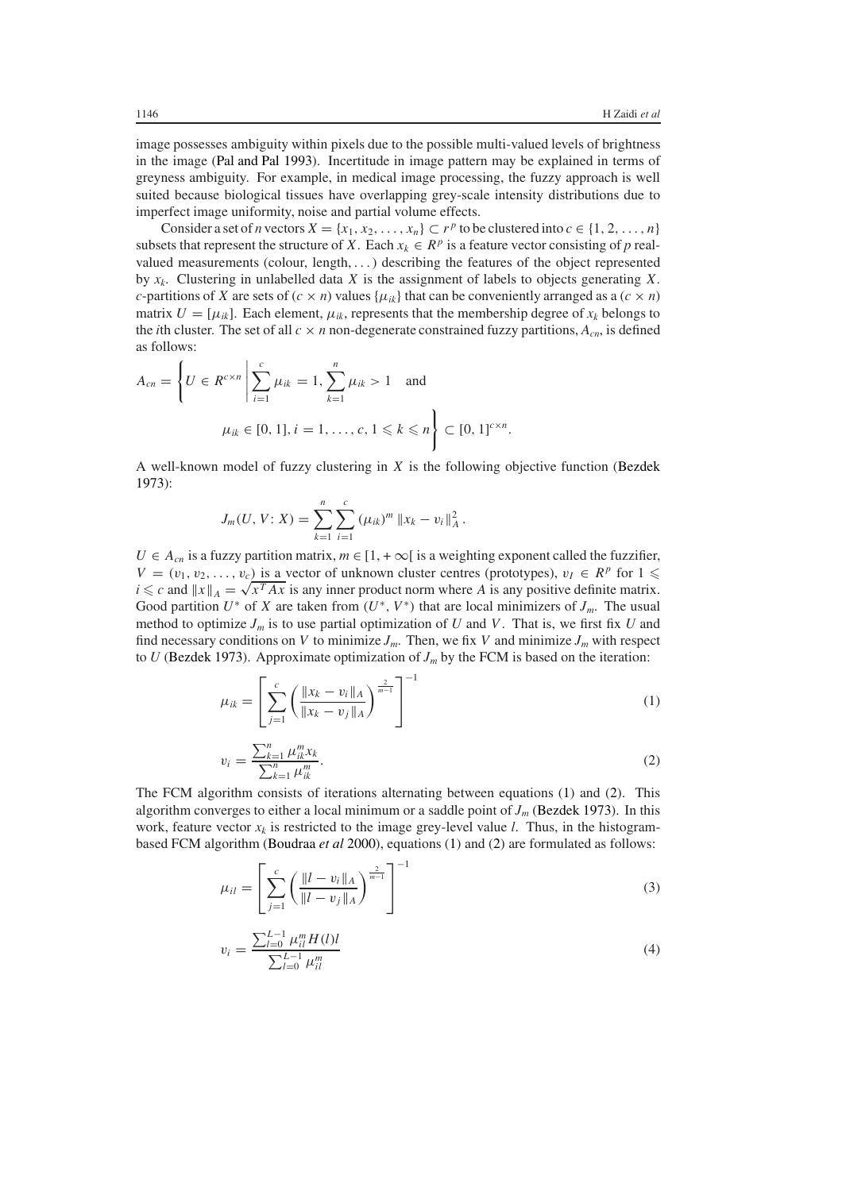image possesses ambiguity within pixels due to the possible multi-valued levels of brightness in the image (Pal and Pal 1993). Incertitude in image pattern may be explained in terms of greyness ambiguity. For example, in medical image processing, the fuzzy approach is well suited because biological tissues have overlapping grey-scale intensity distributions due to imperfect image uniformity, noise and partial volume effects.

Consider a set of $n$ vectors $X = \{x_1, x_2, \ldots, x_n\} \subset r^p$ to be clustered into $c \in \{1, 2, \ldots, n\}$ subsets that represent the structure of $X$. Each $x_k \in R^p$ is a feature vector consisting of $p$ real-valued measurements (colour, length, ...) describing the features of the object represented by $x_k$. Clustering in unlabelled data $X$ is the assignment of labels to objects generating $X$. $c$-partitions of $X$ are sets of $(c \times n)$ values $\{\mu_{ik}\}$ that can be conveniently arranged as a $(c \times n)$ matrix $U = [\mu_{ik}]$. Each element, $\mu_{ik}$, represents that the membership degree of $x_k$ belongs to the $i$th cluster. The set of all $c \times n$ non-degenerate constrained fuzzy partitions, $A_{cn}$, is defined as follows:

$$A_{cn} = \left\{ U \in R^{c \times n} \,\middle|\, \sum_{i=1}^{c} \mu_{ik} = 1, \sum_{k=1}^{n} \mu_{ik} > 1 \quad \text{and} \quad \mu_{ik} \in [0, 1], i = 1, \ldots, c, 1 \leqslant k \leqslant n \right\} \subset [0, 1]^{c \times n}.$$

A well-known model of fuzzy clustering in $X$ is the following objective function (Bezdek 1973):

$$J_m(U, V\colon X) = \sum_{k=1}^{n} \sum_{i=1}^{c} (\mu_{ik})^m \, \|x_k - v_i\|_A^2 .$$

$U \in A_{cn}$ is a fuzzy partition matrix, $m \in [1, +\infty[$ is a weighting exponent called the fuzzifier, $V = (v_1, v_2, \ldots, v_c)$ is a vector of unknown cluster centres (prototypes), $v_I \in R^p$ for $1 \leqslant i \leqslant c$ and $\|x\|_A = \sqrt{x^T A x}$ is any inner product norm where $A$ is any positive definite matrix. Good partition $U^*$ of $X$ are taken from $(U^*, V^*)$ that are local minimizers of $J_m$. The usual method to optimize $J_m$ is to use partial optimization of $U$ and $V$. That is, we first fix $U$ and find necessary conditions on $V$ to minimize $J_m$. Then, we fix $V$ and minimize $J_m$ with respect to $U$ (Bezdek 1973). Approximate optimization of $J_m$ by the FCM is based on the iteration:

$$\mu_{ik} = \left[ \sum_{j=1}^{c} \left( \frac{\|x_k - v_i\|_A}{\|x_k - v_j\|_A} \right)^{\frac{2}{m-1}} \right]^{-1} \tag{1}$$

$$v_i = \frac{\sum_{k=1}^{n} \mu_{ik}^m x_k}{\sum_{k=1}^{n} \mu_{ik}^m}. \tag{2}$$

The FCM algorithm consists of iterations alternating between equations (1) and (2). This algorithm converges to either a local minimum or a saddle point of $J_m$ (Bezdek 1973). In this work, feature vector $x_k$ is restricted to the image grey-level value $l$. Thus, in the histogram-based FCM algorithm (Boudraa *et al* 2000), equations (1) and (2) are formulated as follows:

$$\mu_{il} = \left[ \sum_{j=1}^{c} \left( \frac{\|l - v_i\|_A}{\|l - v_j\|_A} \right)^{\frac{2}{m-1}} \right]^{-1} \tag{3}$$

$$v_i = \frac{\sum_{l=0}^{L-1} \mu_{il}^m H(l) l}{\sum_{l=0}^{L-1} \mu_{il}^m} \tag{4}$$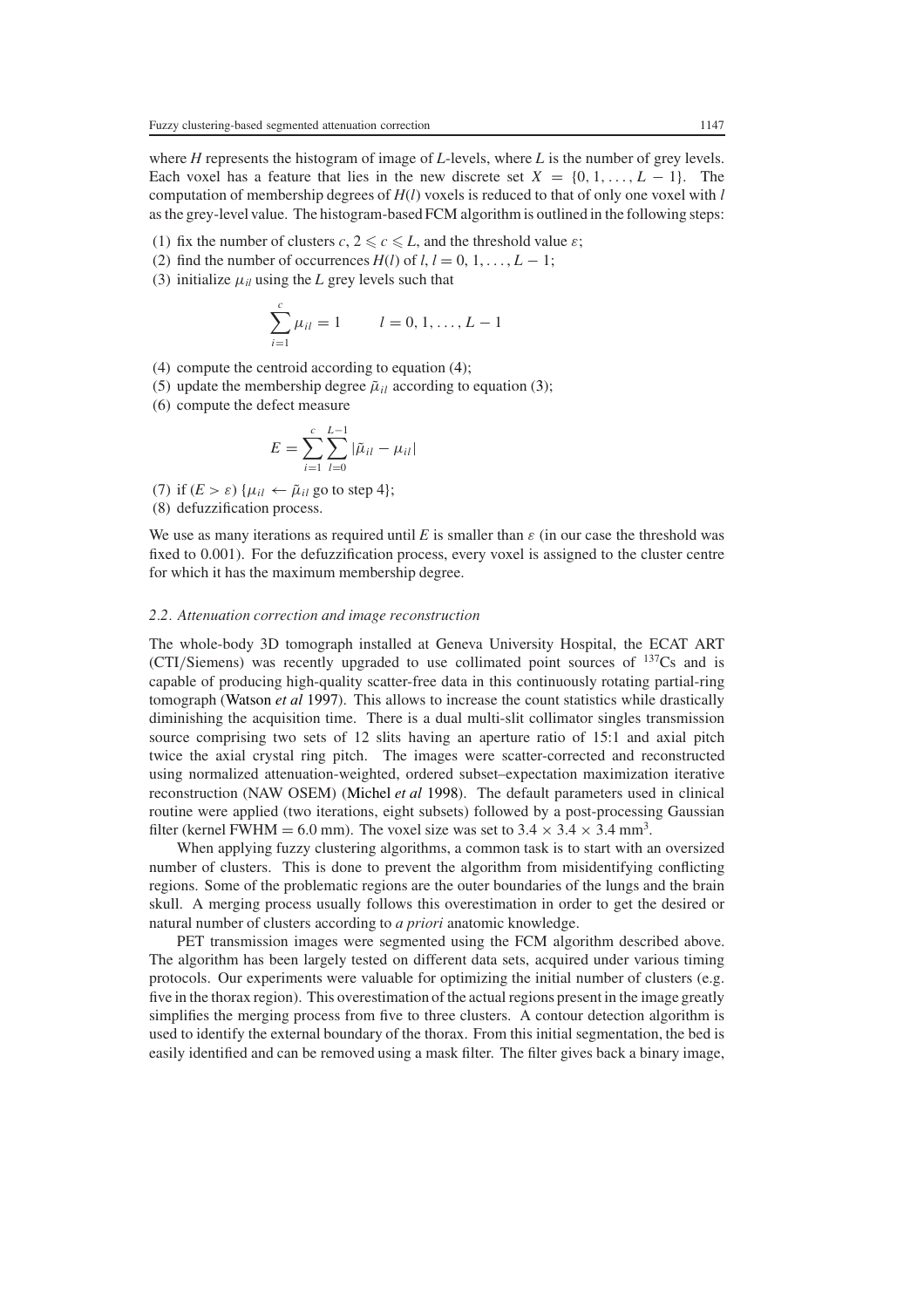where $H$ represents the histogram of image of $L$-levels, where $L$ is the number of grey levels. Each voxel has a feature that lies in the new discrete set $X = \{0, 1, \ldots, L-1\}$. The computation of membership degrees of $H(l)$ voxels is reduced to that of only one voxel with $l$ as the grey-level value. The histogram-based FCM algorithm is outlined in the following steps:

(1) fix the number of clusters $c$, $2 \leqslant c \leqslant L$, and the threshold value $\varepsilon$;

(2) find the number of occurrences $H(l)$ of $l$, $l = 0, 1, \ldots, L-1$;

(3) initialize $\mu_{il}$ using the $L$ grey levels such that

$$\sum_{i=1}^{c} \mu_{il} = 1 \qquad l = 0, 1, \ldots, L-1$$

(4) compute the centroid according to equation (4);

(5) update the membership degree $\tilde{\mu}_{il}$ according to equation (3);

(6) compute the defect measure

$$E = \sum_{i=1}^{c} \sum_{l=0}^{L-1} |\tilde{\mu}_{il} - \mu_{il}|$$

(7) if $(E > \varepsilon)$ $\{\mu_{il} \leftarrow \tilde{\mu}_{il}$ go to step 4$\}$;

(8) defuzzification process.

We use as many iterations as required until $E$ is smaller than $\varepsilon$ (in our case the threshold was fixed to 0.001). For the defuzzification process, every voxel is assigned to the cluster centre for which it has the maximum membership degree.

### *2.2. Attenuation correction and image reconstruction*

The whole-body 3D tomograph installed at Geneva University Hospital, the ECAT ART (CTI/Siemens) was recently upgraded to use collimated point sources of $^{137}$Cs and is capable of producing high-quality scatter-free data in this continuously rotating partial-ring tomograph (Watson *et al* 1997). This allows to increase the count statistics while drastically diminishing the acquisition time. There is a dual multi-slit collimator singles transmission source comprising two sets of 12 slits having an aperture ratio of 15:1 and axial pitch twice the axial crystal ring pitch. The images were scatter-corrected and reconstructed using normalized attenuation-weighted, ordered subset–expectation maximization iterative reconstruction (NAW OSEM) (Michel *et al* 1998). The default parameters used in clinical routine were applied (two iterations, eight subsets) followed by a post-processing Gaussian filter (kernel FWHM = 6.0 mm). The voxel size was set to $3.4 \times 3.4 \times 3.4$ mm$^3$.

When applying fuzzy clustering algorithms, a common task is to start with an oversized number of clusters. This is done to prevent the algorithm from misidentifying conflicting regions. Some of the problematic regions are the outer boundaries of the lungs and the brain skull. A merging process usually follows this overestimation in order to get the desired or natural number of clusters according to *a priori* anatomic knowledge.

PET transmission images were segmented using the FCM algorithm described above. The algorithm has been largely tested on different data sets, acquired under various timing protocols. Our experiments were valuable for optimizing the initial number of clusters (e.g. five in the thorax region). This overestimation of the actual regions present in the image greatly simplifies the merging process from five to three clusters. A contour detection algorithm is used to identify the external boundary of the thorax. From this initial segmentation, the bed is easily identified and can be removed using a mask filter. The filter gives back a binary image,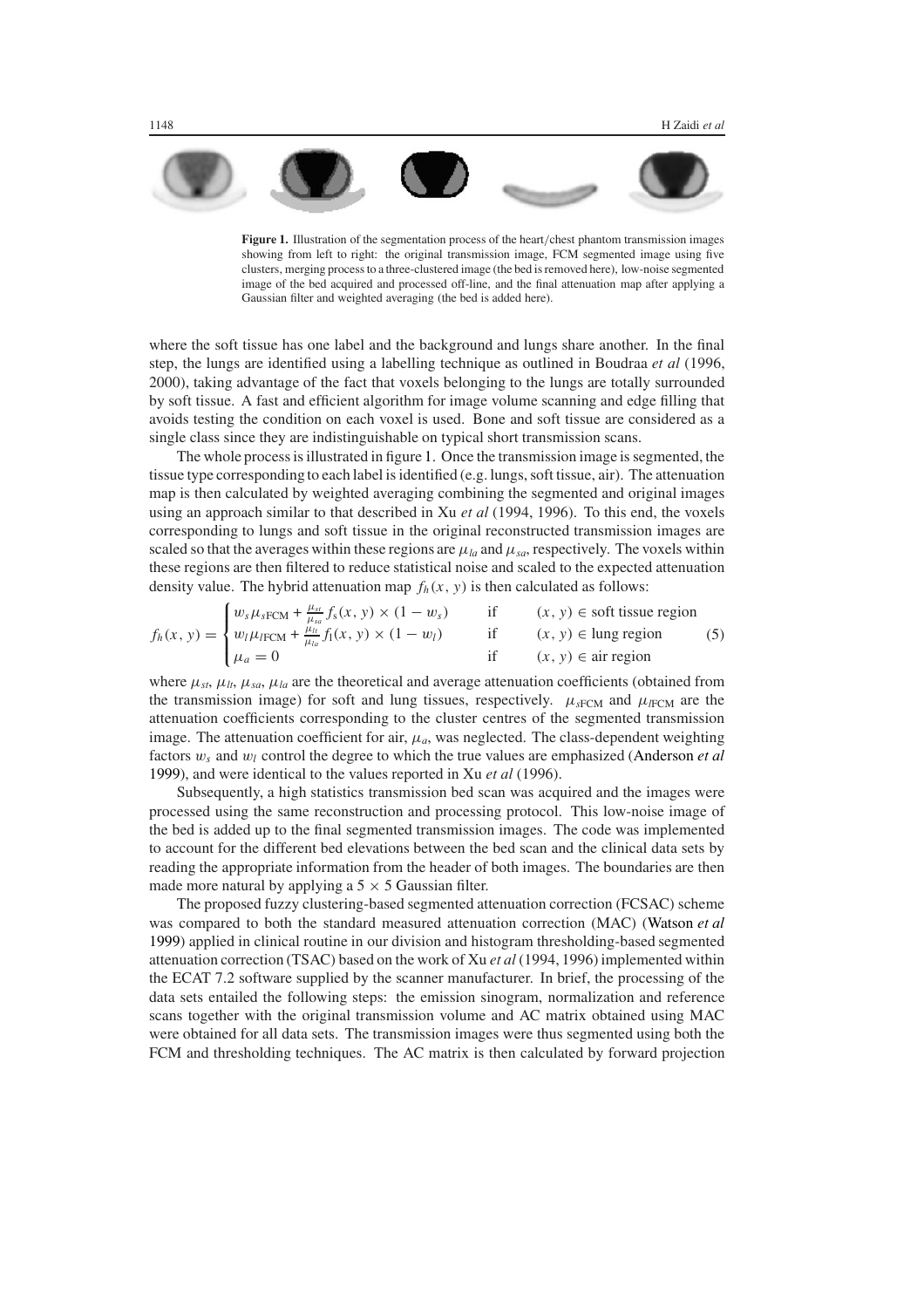**Figure 1.** Illustration of the segmentation process of the heart/chest phantom transmission images showing from left to right: the original transmission image, FCM segmented image using five clusters, merging process to a three-clustered image (the bed is removed here), low-noise segmented image of the bed acquired and processed off-line, and the final attenuation map after applying a Gaussian filter and weighted averaging (the bed is added here).

where the soft tissue has one label and the background and lungs share another. In the final step, the lungs are identified using a labelling technique as outlined in Boudraa *et al* (1996, 2000), taking advantage of the fact that voxels belonging to the lungs are totally surrounded by soft tissue. A fast and efficient algorithm for image volume scanning and edge filling that avoids testing the condition on each voxel is used. Bone and soft tissue are considered as a single class since they are indistinguishable on typical short transmission scans.

The whole process is illustrated in figure 1. Once the transmission image is segmented, the tissue type corresponding to each label is identified (e.g. lungs, soft tissue, air). The attenuation map is then calculated by weighted averaging combining the segmented and original images using an approach similar to that described in Xu *et al* (1994, 1996). To this end, the voxels corresponding to lungs and soft tissue in the original reconstructed transmission images are scaled so that the averages within these regions are $\mu_{la}$ and $\mu_{sa}$, respectively. The voxels within these regions are then filtered to reduce statistical noise and scaled to the expected attenuation density value. The hybrid attenuation map $f_h(x, y)$ is then calculated as follows:

$$f_h(x, y) = \begin{cases} w_s \mu_{s\mathrm{FCM}} + \frac{\mu_{st}}{\mu_{sa}} f_s(x, y) \times (1 - w_s) & \text{if} \quad (x, y) \in \text{soft tissue region} \\ w_l \mu_{l\mathrm{FCM}} + \frac{\mu_{lt}}{\mu_{la}} f_l(x, y) \times (1 - w_l) & \text{if} \quad (x, y) \in \text{lung region} \\ \mu_a = 0 & \text{if} \quad (x, y) \in \text{air region} \end{cases} \tag{5}$$

where $\mu_{st}$, $\mu_{lt}$, $\mu_{sa}$, $\mu_{la}$ are the theoretical and average attenuation coefficients (obtained from the transmission image) for soft and lung tissues, respectively. $\mu_{s\mathrm{FCM}}$ and $\mu_{l\mathrm{FCM}}$ are the attenuation coefficients corresponding to the cluster centres of the segmented transmission image. The attenuation coefficient for air, $\mu_a$, was neglected. The class-dependent weighting factors $w_s$ and $w_l$ control the degree to which the true values are emphasized (Anderson *et al* 1999), and were identical to the values reported in Xu *et al* (1996).

Subsequently, a high statistics transmission bed scan was acquired and the images were processed using the same reconstruction and processing protocol. This low-noise image of the bed is added up to the final segmented transmission images. The code was implemented to account for the different bed elevations between the bed scan and the clinical data sets by reading the appropriate information from the header of both images. The boundaries are then made more natural by applying a $5 \times 5$ Gaussian filter.

The proposed fuzzy clustering-based segmented attenuation correction (FCSAC) scheme was compared to both the standard measured attenuation correction (MAC) (Watson *et al* 1999) applied in clinical routine in our division and histogram thresholding-based segmented attenuation correction (TSAC) based on the work of Xu *et al* (1994, 1996) implemented within the ECAT 7.2 software supplied by the scanner manufacturer. In brief, the processing of the data sets entailed the following steps: the emission sinogram, normalization and reference scans together with the original transmission volume and AC matrix obtained using MAC were obtained for all data sets. The transmission images were thus segmented using both the FCM and thresholding techniques. The AC matrix is then calculated by forward projection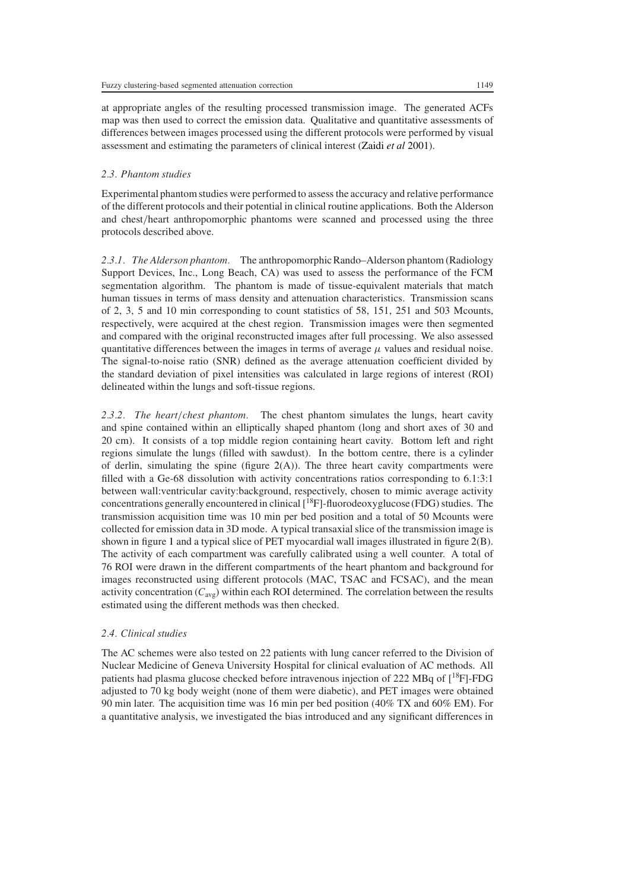at appropriate angles of the resulting processed transmission image. The generated ACFs map was then used to correct the emission data. Qualitative and quantitative assessments of differences between images processed using the different protocols were performed by visual assessment and estimating the parameters of clinical interest (Zaidi *et al* 2001).

### *2.3. Phantom studies*

Experimental phantom studies were performed to assess the accuracy and relative performance of the different protocols and their potential in clinical routine applications. Both the Alderson and chest/heart anthropomorphic phantoms were scanned and processed using the three protocols described above.

*2.3.1. The Alderson phantom.* The anthropomorphic Rando–Alderson phantom (Radiology Support Devices, Inc., Long Beach, CA) was used to assess the performance of the FCM segmentation algorithm. The phantom is made of tissue-equivalent materials that match human tissues in terms of mass density and attenuation characteristics. Transmission scans of 2, 3, 5 and 10 min corresponding to count statistics of 58, 151, 251 and 503 Mcounts, respectively, were acquired at the chest region. Transmission images were then segmented and compared with the original reconstructed images after full processing. We also assessed quantitative differences between the images in terms of average $\mu$ values and residual noise. The signal-to-noise ratio (SNR) defined as the average attenuation coefficient divided by the standard deviation of pixel intensities was calculated in large regions of interest (ROI) delineated within the lungs and soft-tissue regions.

*2.3.2. The heart/chest phantom.* The chest phantom simulates the lungs, heart cavity and spine contained within an elliptically shaped phantom (long and short axes of 30 and 20 cm). It consists of a top middle region containing heart cavity. Bottom left and right regions simulate the lungs (filled with sawdust). In the bottom centre, there is a cylinder of derlin, simulating the spine (figure 2(A)). The three heart cavity compartments were filled with a Ge-68 dissolution with activity concentrations ratios corresponding to 6.1:3:1 between wall:ventricular cavity:background, respectively, chosen to mimic average activity concentrations generally encountered in clinical [$^{18}$F]-fluorodeoxyglucose (FDG) studies. The transmission acquisition time was 10 min per bed position and a total of 50 Mcounts were collected for emission data in 3D mode. A typical transaxial slice of the transmission image is shown in figure 1 and a typical slice of PET myocardial wall images illustrated in figure 2(B). The activity of each compartment was carefully calibrated using a well counter. A total of 76 ROI were drawn in the different compartments of the heart phantom and background for images reconstructed using different protocols (MAC, TSAC and FCSAC), and the mean activity concentration ($C_{avg}$) within each ROI determined. The correlation between the results estimated using the different methods was then checked.

### *2.4. Clinical studies*

The AC schemes were also tested on 22 patients with lung cancer referred to the Division of Nuclear Medicine of Geneva University Hospital for clinical evaluation of AC methods. All patients had plasma glucose checked before intravenous injection of 222 MBq of [$^{18}$F]-FDG adjusted to 70 kg body weight (none of them were diabetic), and PET images were obtained 90 min later. The acquisition time was 16 min per bed position (40% TX and 60% EM). For a quantitative analysis, we investigated the bias introduced and any significant differences in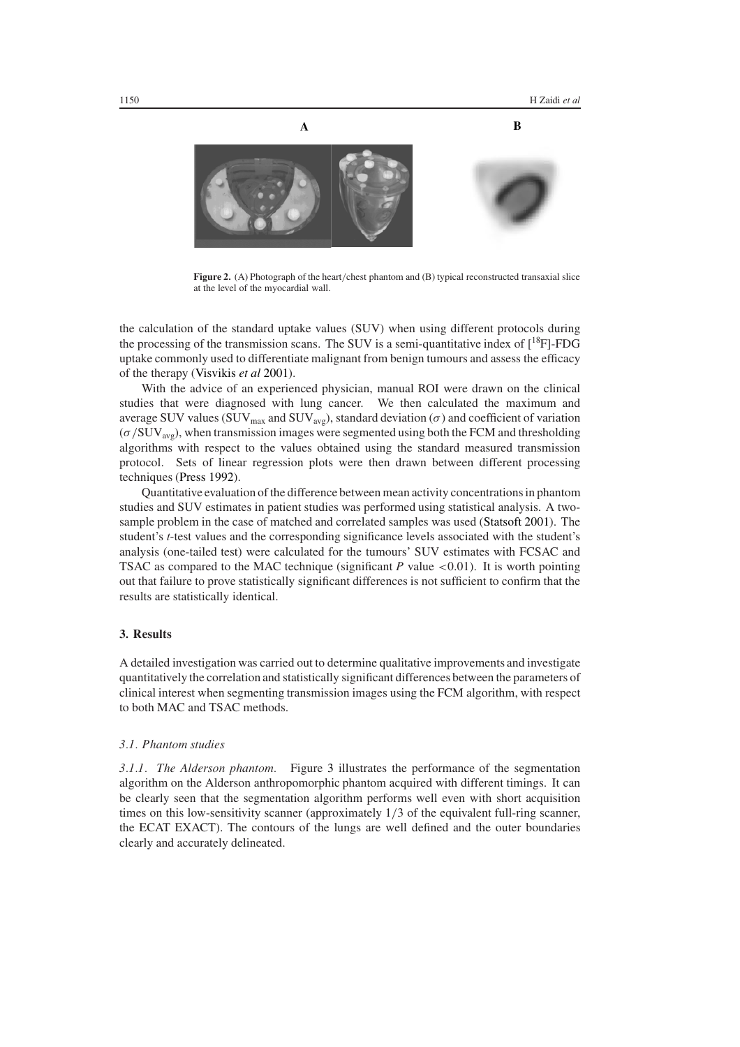**Figure 2.** (A) Photograph of the heart/chest phantom and (B) typical reconstructed transaxial slice at the level of the myocardial wall.

the calculation of the standard uptake values (SUV) when using different protocols during the processing of the transmission scans. The SUV is a semi-quantitative index of [$^{18}$F]-FDG uptake commonly used to differentiate malignant from benign tumours and assess the efficacy of the therapy (Visvikis *et al* 2001).

With the advice of an experienced physician, manual ROI were drawn on the clinical studies that were diagnosed with lung cancer. We then calculated the maximum and average SUV values ($SUV_{max}$ and $SUV_{avg}$), standard deviation ($\sigma$) and coefficient of variation ($\sigma/SUV_{avg}$), when transmission images were segmented using both the FCM and thresholding algorithms with respect to the values obtained using the standard measured transmission protocol. Sets of linear regression plots were then drawn between different processing techniques (Press 1992).

Quantitative evaluation of the difference between mean activity concentrations in phantom studies and SUV estimates in patient studies was performed using statistical analysis. A two-sample problem in the case of matched and correlated samples was used (Statsoft 2001). The student's *t*-test values and the corresponding significance levels associated with the student's analysis (one-tailed test) were calculated for the tumours' SUV estimates with FCSAC and TSAC as compared to the MAC technique (significant $P$ value $<0.01$). It is worth pointing out that failure to prove statistically significant differences is not sufficient to confirm that the results are statistically identical.

## 3. Results

A detailed investigation was carried out to determine qualitative improvements and investigate quantitatively the correlation and statistically significant differences between the parameters of clinical interest when segmenting transmission images using the FCM algorithm, with respect to both MAC and TSAC methods.

### *3.1. Phantom studies*

*3.1.1. The Alderson phantom.* Figure 3 illustrates the performance of the segmentation algorithm on the Alderson anthropomorphic phantom acquired with different timings. It can be clearly seen that the segmentation algorithm performs well even with short acquisition times on this low-sensitivity scanner (approximately 1/3 of the equivalent full-ring scanner, the ECAT EXACT). The contours of the lungs are well defined and the outer boundaries clearly and accurately delineated.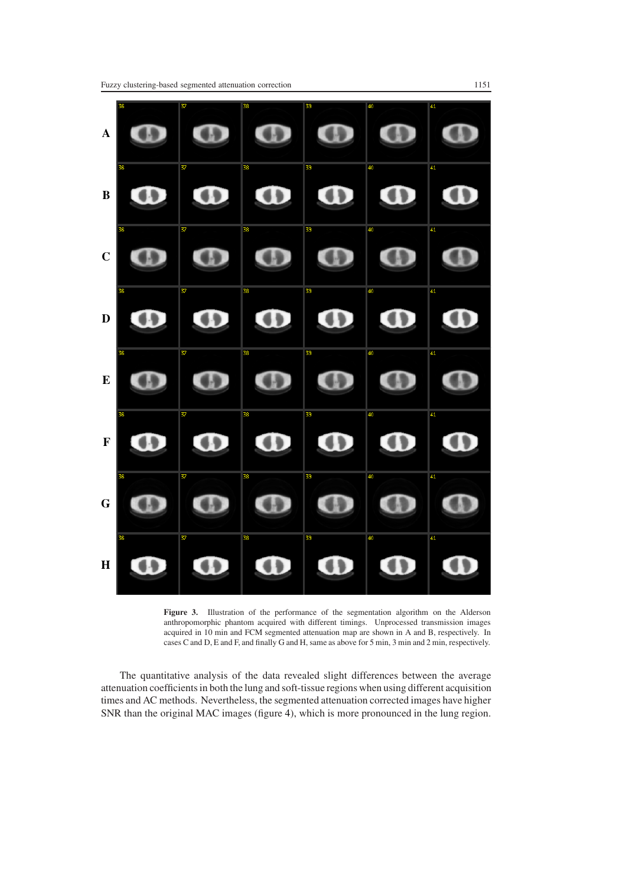**Figure 3.** Illustration of the performance of the segmentation algorithm on the Alderson anthropomorphic phantom acquired with different timings. Unprocessed transmission images acquired in 10 min and FCM segmented attenuation map are shown in A and B, respectively. In cases C and D, E and F, and finally G and H, same as above for 5 min, 3 min and 2 min, respectively.

The quantitative analysis of the data revealed slight differences between the average attenuation coefficients in both the lung and soft-tissue regions when using different acquisition times and AC methods. Nevertheless, the segmented attenuation corrected images have higher SNR than the original MAC images (figure 4), which is more pronounced in the lung region.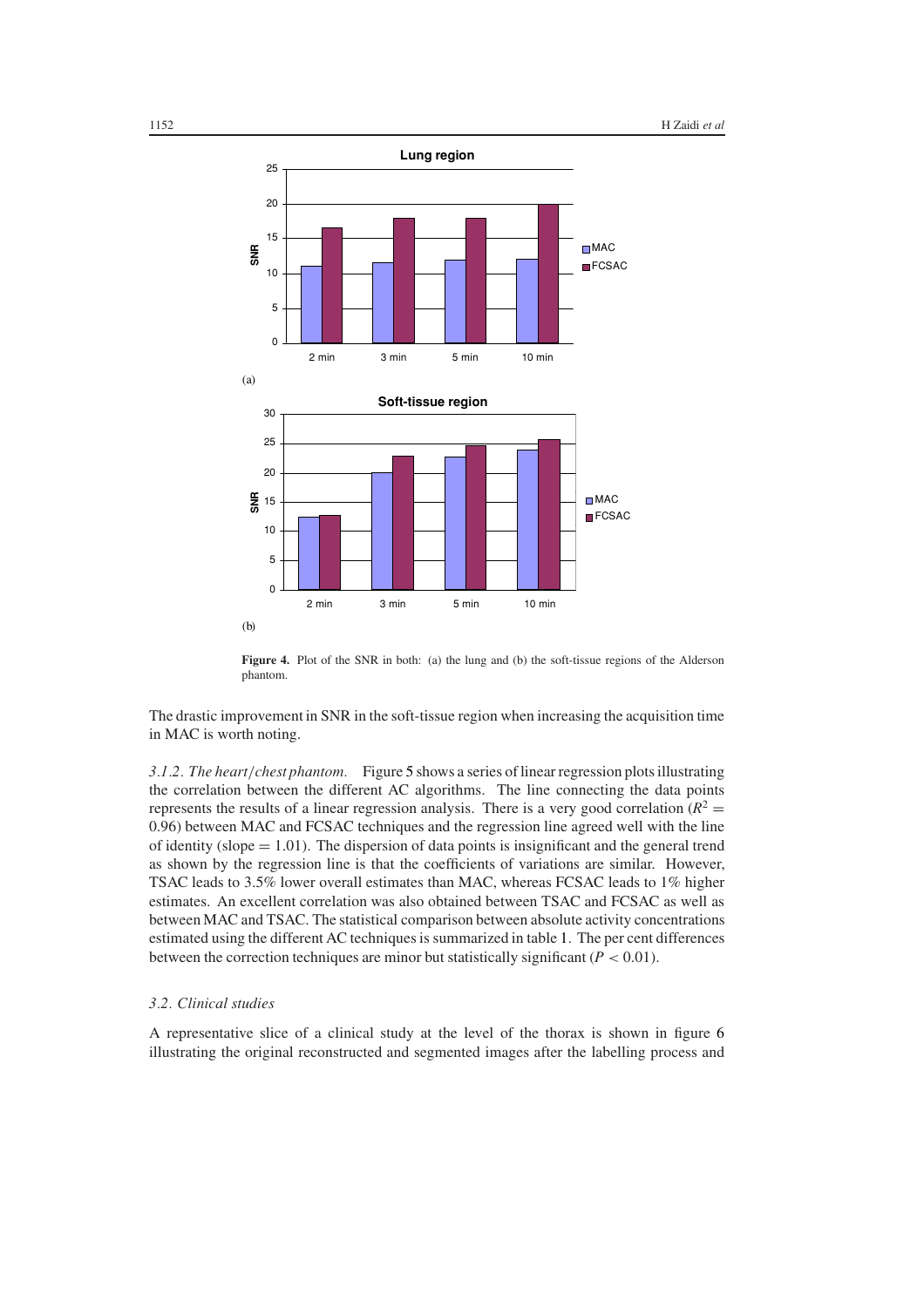**Figure 4.** Plot of the SNR in both: (a) the lung and (b) the soft-tissue regions of the Alderson phantom.

The drastic improvement in SNR in the soft-tissue region when increasing the acquisition time in MAC is worth noting.

*3.1.2. The heart/chest phantom.* Figure 5 shows a series of linear regression plots illustrating the correlation between the different AC algorithms. The line connecting the data points represents the results of a linear regression analysis. There is a very good correlation ($R^2 = 0.96$) between MAC and FCSAC techniques and the regression line agreed well with the line of identity (slope = 1.01). The dispersion of data points is insignificant and the general trend as shown by the regression line is that the coefficients of variations are similar. However, TSAC leads to 3.5% lower overall estimates than MAC, whereas FCSAC leads to 1% higher estimates. An excellent correlation was also obtained between TSAC and FCSAC as well as between MAC and TSAC. The statistical comparison between absolute activity concentrations estimated using the different AC techniques is summarized in table 1. The per cent differences between the correction techniques are minor but statistically significant ($P < 0.01$).

### *3.2. Clinical studies*

A representative slice of a clinical study at the level of the thorax is shown in figure 6 illustrating the original reconstructed and segmented images after the labelling process and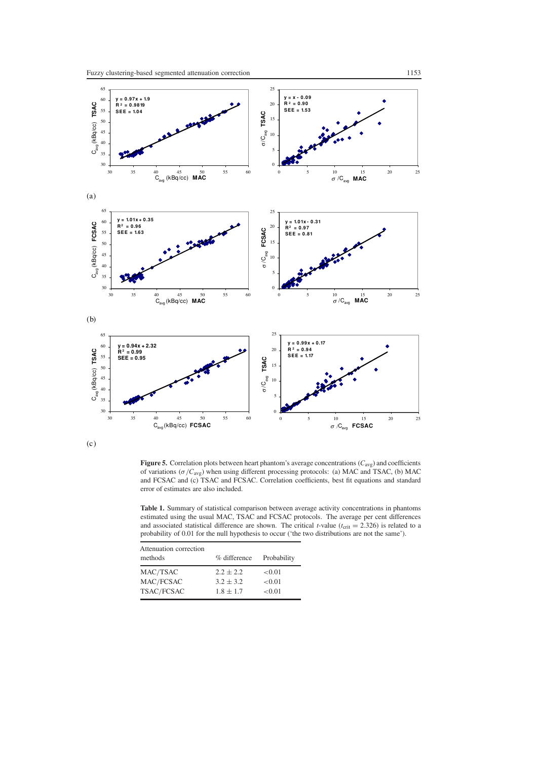**Figure 5.** Correlation plots between heart phantom's average concentrations ($C_{avg}$) and coefficients of variations ($\sigma/C_{avg}$) when using different processing protocols: (a) MAC and TSAC, (b) MAC and FCSAC and (c) TSAC and FCSAC. Correlation coefficients, best fit equations and standard error of estimates are also included.

**Table 1.** Summary of statistical comparison between average activity concentrations in phantoms estimated using the usual MAC, TSAC and FCSAC protocols. The average per cent differences and associated statistical difference are shown. The critical $t$-value ($t_{crit} = 2.326$) is related to a probability of 0.01 for the null hypothesis to occur ('the two distributions are not the same').

| Attenuation correction methods | % difference | Probability |
|---|---|---|
| MAC/TSAC | $2.2 \pm 2.2$ | <0.01 |
| MAC/FCSAC | $3.2 \pm 3.2$ | <0.01 |
| TSAC/FCSAC | $1.8 \pm 1.7$ | <0.01 |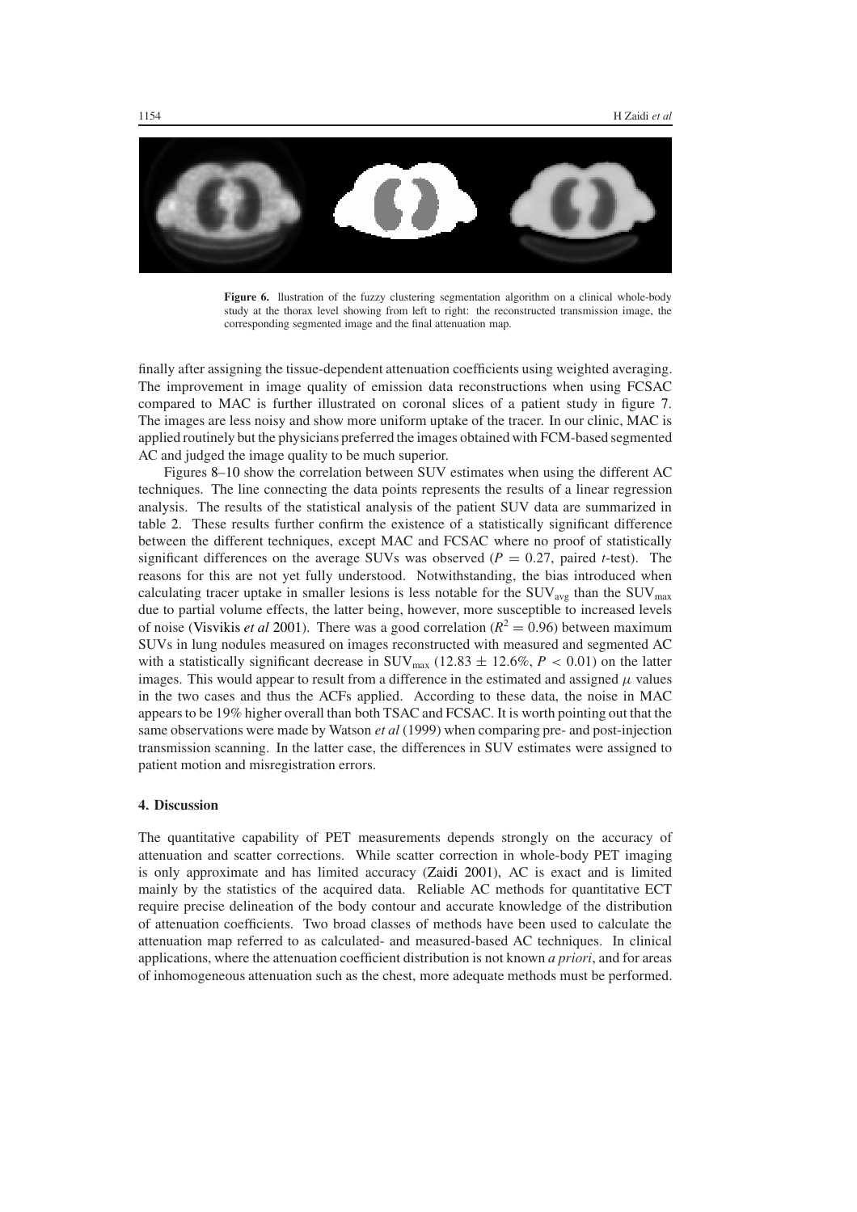**Figure 6.** llustration of the fuzzy clustering segmentation algorithm on a clinical whole-body study at the thorax level showing from left to right: the reconstructed transmission image, the corresponding segmented image and the final attenuation map.

finally after assigning the tissue-dependent attenuation coefficients using weighted averaging. The improvement in image quality of emission data reconstructions when using FCSAC compared to MAC is further illustrated on coronal slices of a patient study in figure 7. The images are less noisy and show more uniform uptake of the tracer. In our clinic, MAC is applied routinely but the physicians preferred the images obtained with FCM-based segmented AC and judged the image quality to be much superior.

Figures 8–10 show the correlation between SUV estimates when using the different AC techniques. The line connecting the data points represents the results of a linear regression analysis. The results of the statistical analysis of the patient SUV data are summarized in table 2. These results further confirm the existence of a statistically significant difference between the different techniques, except MAC and FCSAC where no proof of statistically significant differences on the average SUVs was observed ($P = 0.27$, paired *t*-test). The reasons for this are not yet fully understood. Notwithstanding, the bias introduced when calculating tracer uptake in smaller lesions is less notable for the $SUV_{avg}$ than the $SUV_{max}$ due to partial volume effects, the latter being, however, more susceptible to increased levels of noise (Visvikis *et al* 2001). There was a good correlation ($R^2 = 0.96$) between maximum SUVs in lung nodules measured on images reconstructed with measured and segmented AC with a statistically significant decrease in $SUV_{max}$ ($12.83 \pm 12.6\%$, $P < 0.01$) on the latter images. This would appear to result from a difference in the estimated and assigned $\mu$ values in the two cases and thus the ACFs applied. According to these data, the noise in MAC appears to be 19% higher overall than both TSAC and FCSAC. It is worth pointing out that the same observations were made by Watson *et al* (1999) when comparing pre- and post-injection transmission scanning. In the latter case, the differences in SUV estimates were assigned to patient motion and misregistration errors.

## 4. Discussion

The quantitative capability of PET measurements depends strongly on the accuracy of attenuation and scatter corrections. While scatter correction in whole-body PET imaging is only approximate and has limited accuracy (Zaidi 2001), AC is exact and is limited mainly by the statistics of the acquired data. Reliable AC methods for quantitative ECT require precise delineation of the body contour and accurate knowledge of the distribution of attenuation coefficients. Two broad classes of methods have been used to calculate the attenuation map referred to as calculated- and measured-based AC techniques. In clinical applications, where the attenuation coefficient distribution is not known *a priori*, and for areas of inhomogeneous attenuation such as the chest, more adequate methods must be performed.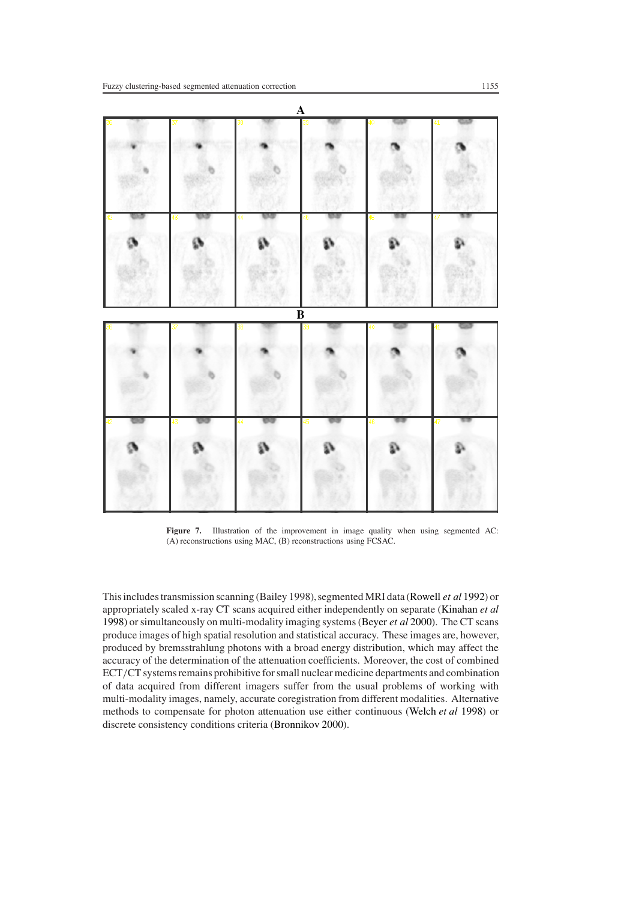**Figure 7.** Illustration of the improvement in image quality when using segmented AC: (A) reconstructions using MAC, (B) reconstructions using FCSAC.

This includes transmission scanning (Bailey 1998), segmented MRI data (Rowell *et al* 1992) or appropriately scaled x-ray CT scans acquired either independently on separate (Kinahan *et al* 1998) or simultaneously on multi-modality imaging systems (Beyer *et al* 2000). The CT scans produce images of high spatial resolution and statistical accuracy. These images are, however, produced by bremsstrahlung photons with a broad energy distribution, which may affect the accuracy of the determination of the attenuation coefficients. Moreover, the cost of combined ECT/CT systems remains prohibitive for small nuclear medicine departments and combination of data acquired from different imagers suffer from the usual problems of working with multi-modality images, namely, accurate coregistration from different modalities. Alternative methods to compensate for photon attenuation use either continuous (Welch *et al* 1998) or discrete consistency conditions criteria (Bronnikov 2000).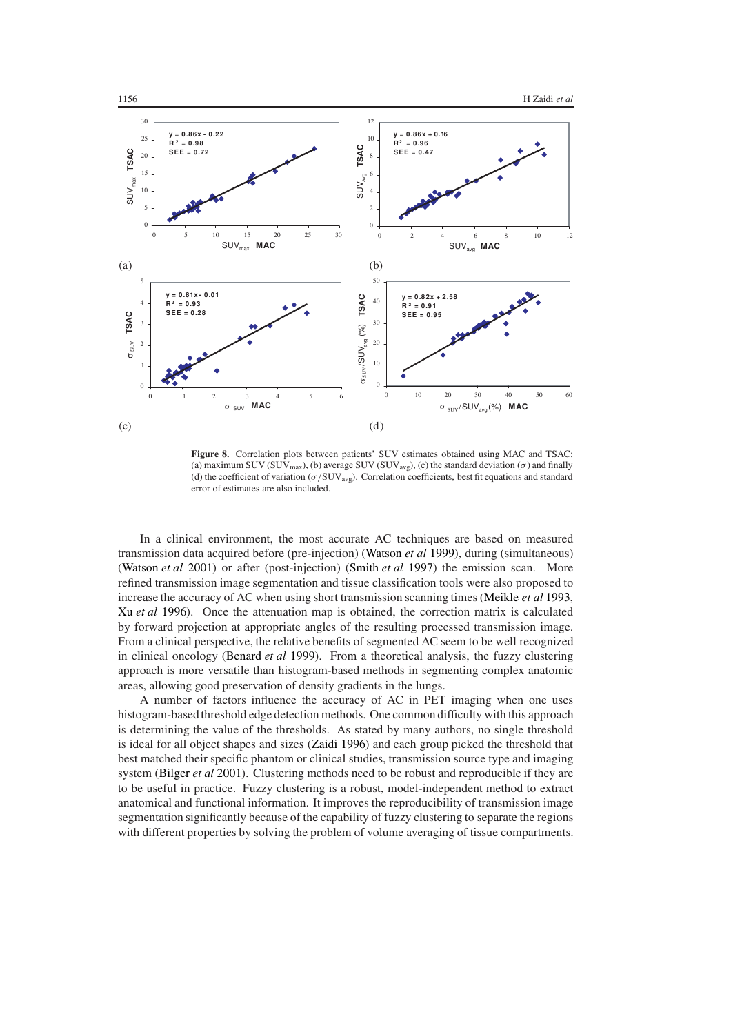**Figure 8.** Correlation plots between patients' SUV estimates obtained using MAC and TSAC: (a) maximum SUV ($SUV_{max}$), (b) average SUV ($SUV_{avg}$), (c) the standard deviation ($\sigma$) and finally (d) the coefficient of variation ($\sigma/SUV_{avg}$). Correlation coefficients, best fit equations and standard error of estimates are also included.

In a clinical environment, the most accurate AC techniques are based on measured transmission data acquired before (pre-injection) (Watson *et al* 1999), during (simultaneous) (Watson *et al* 2001) or after (post-injection) (Smith *et al* 1997) the emission scan. More refined transmission image segmentation and tissue classification tools were also proposed to increase the accuracy of AC when using short transmission scanning times (Meikle *et al* 1993, Xu *et al* 1996). Once the attenuation map is obtained, the correction matrix is calculated by forward projection at appropriate angles of the resulting processed transmission image. From a clinical perspective, the relative benefits of segmented AC seem to be well recognized in clinical oncology (Benard *et al* 1999). From a theoretical analysis, the fuzzy clustering approach is more versatile than histogram-based methods in segmenting complex anatomic areas, allowing good preservation of density gradients in the lungs.

A number of factors influence the accuracy of AC in PET imaging when one uses histogram-based threshold edge detection methods. One common difficulty with this approach is determining the value of the thresholds. As stated by many authors, no single threshold is ideal for all object shapes and sizes (Zaidi 1996) and each group picked the threshold that best matched their specific phantom or clinical studies, transmission source type and imaging system (Bilger *et al* 2001). Clustering methods need to be robust and reproducible if they are to be useful in practice. Fuzzy clustering is a robust, model-independent method to extract anatomical and functional information. It improves the reproducibility of transmission image segmentation significantly because of the capability of fuzzy clustering to separate the regions with different properties by solving the problem of volume averaging of tissue compartments.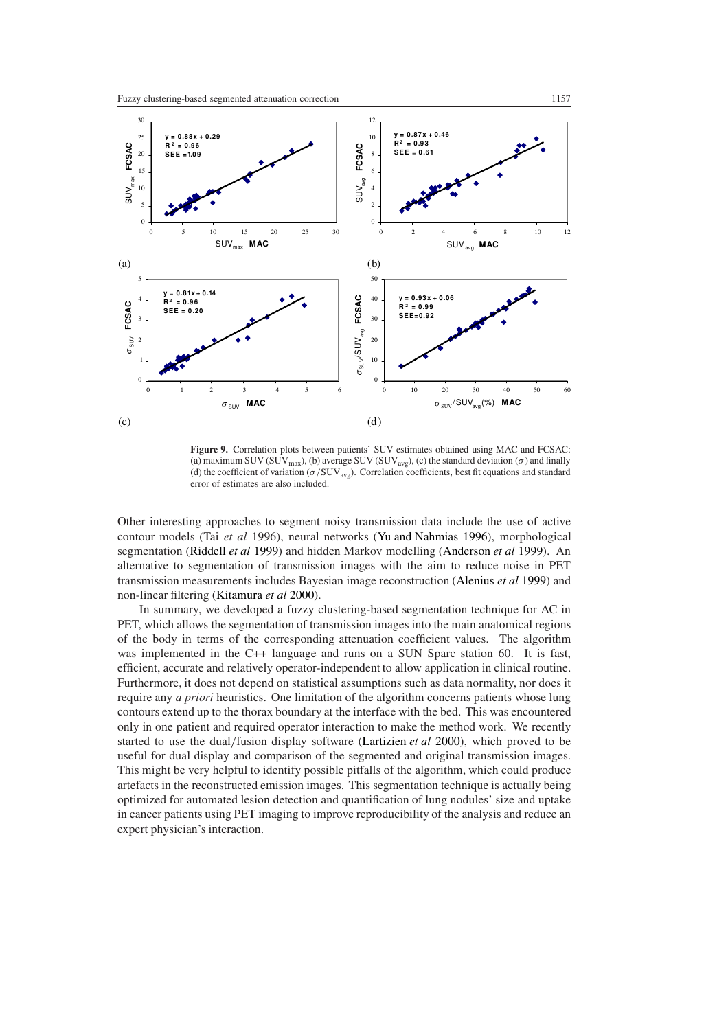**Figure 9.** Correlation plots between patients' SUV estimates obtained using MAC and FCSAC: (a) maximum SUV ($SUV_{max}$), (b) average SUV ($SUV_{avg}$), (c) the standard deviation ($\sigma$) and finally (d) the coefficient of variation ($\sigma/SUV_{avg}$). Correlation coefficients, best fit equations and standard error of estimates are also included.

Other interesting approaches to segment noisy transmission data include the use of active contour models (Tai *et al* 1996), neural networks (Yu and Nahmias 1996), morphological segmentation (Riddell *et al* 1999) and hidden Markov modelling (Anderson *et al* 1999). An alternative to segmentation of transmission images with the aim to reduce noise in PET transmission measurements includes Bayesian image reconstruction (Alenius *et al* 1999) and non-linear filtering (Kitamura *et al* 2000).

In summary, we developed a fuzzy clustering-based segmentation technique for AC in PET, which allows the segmentation of transmission images into the main anatomical regions of the body in terms of the corresponding attenuation coefficient values. The algorithm was implemented in the C++ language and runs on a SUN Sparc station 60. It is fast, efficient, accurate and relatively operator-independent to allow application in clinical routine. Furthermore, it does not depend on statistical assumptions such as data normality, nor does it require any *a priori* heuristics. One limitation of the algorithm concerns patients whose lung contours extend up to the thorax boundary at the interface with the bed. This was encountered only in one patient and required operator interaction to make the method work. We recently started to use the dual/fusion display software (Lartizien *et al* 2000), which proved to be useful for dual display and comparison of the segmented and original transmission images. This might be very helpful to identify possible pitfalls of the algorithm, which could produce artefacts in the reconstructed emission images. This segmentation technique is actually being optimized for automated lesion detection and quantification of lung nodules' size and uptake in cancer patients using PET imaging to improve reproducibility of the analysis and reduce an expert physician's interaction.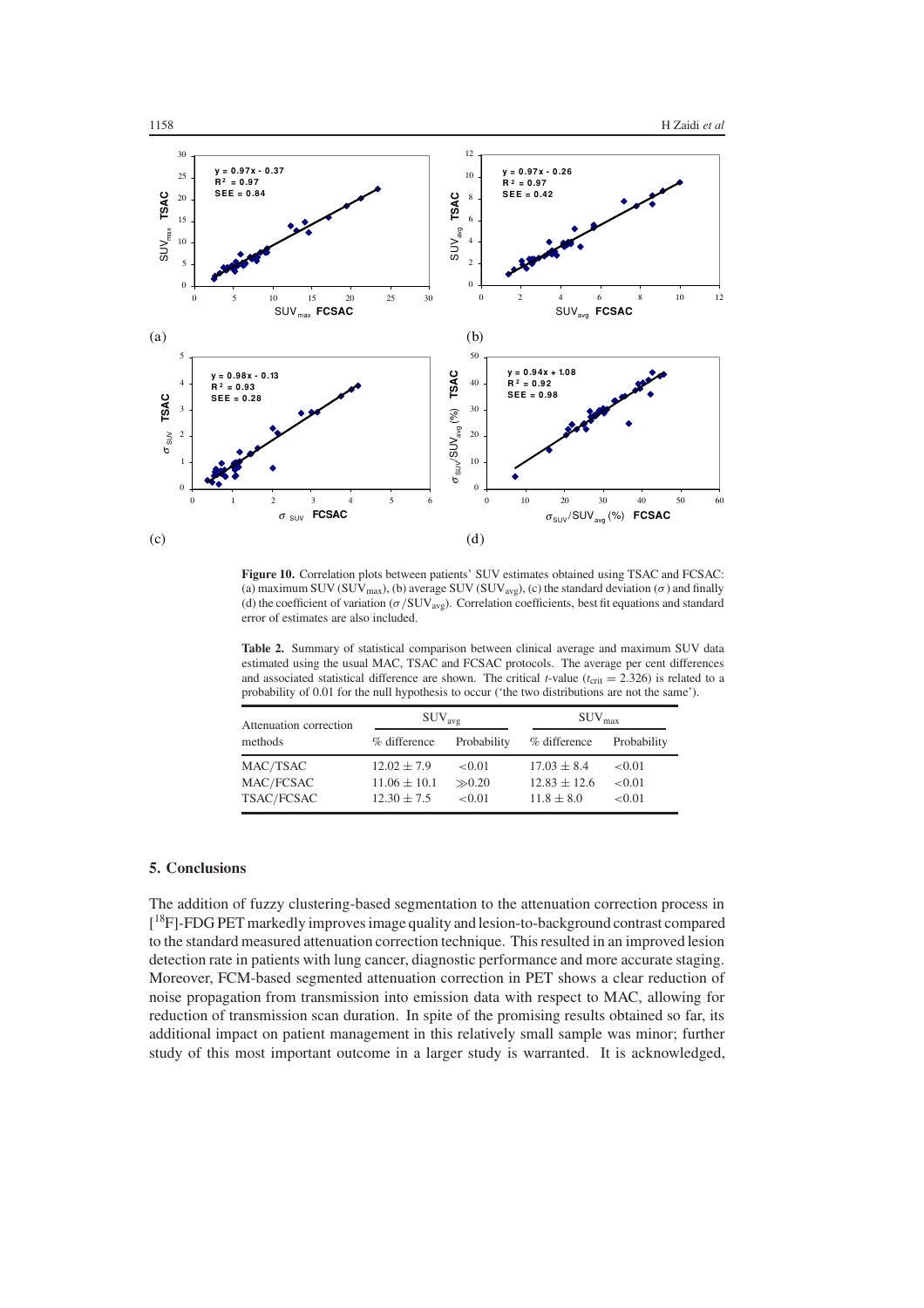Figure 10. Correlation plots between patients' SUV estimates obtained using TSAC and FCSAC: (a) maximum SUV ($SUV_{max}$), (b) average SUV ($SUV_{avg}$), (c) the standard deviation ($\sigma$) and finally (d) the coefficient of variation ($\sigma/SUV_{avg}$). Correlation coefficients, best fit equations and standard error of estimates are also included.

**Table 2.** Summary of statistical comparison between clinical average and maximum SUV data estimated using the usual MAC, TSAC and FCSAC protocols. The average per cent differences and associated statistical difference are shown. The critical $t$-value ($t_{crit} = 2.326$) is related to a probability of 0.01 for the null hypothesis to occur ('the two distributions are not the same').

| Attenuation correction methods | $SUV_{avg}$ | | $SUV_{max}$ | |
|---|---|---|---|---|
| | % difference | Probability | % difference | Probability |
| MAC/TSAC | $12.02 \pm 7.9$ | $<0.01$ | $17.03 \pm 8.4$ | $<0.01$ |
| MAC/FCSAC | $11.06 \pm 10.1$ | $\gg 0.20$ | $12.83 \pm 12.6$ | $<0.01$ |
| TSAC/FCSAC | $12.30 \pm 7.5$ | $<0.01$ | $11.8 \pm 8.0$ | $<0.01$ |

## 5. Conclusions

The addition of fuzzy clustering-based segmentation to the attenuation correction process in [$^{18}$F]-FDG PET markedly improves image quality and lesion-to-background contrast compared to the standard measured attenuation correction technique. This resulted in an improved lesion detection rate in patients with lung cancer, diagnostic performance and more accurate staging. Moreover, FCM-based segmented attenuation correction in PET shows a clear reduction of noise propagation from transmission into emission data with respect to MAC, allowing for reduction of transmission scan duration. In spite of the promising results obtained so far, its additional impact on patient management in this relatively small sample was minor; further study of this most important outcome in a larger study is warranted. It is acknowledged,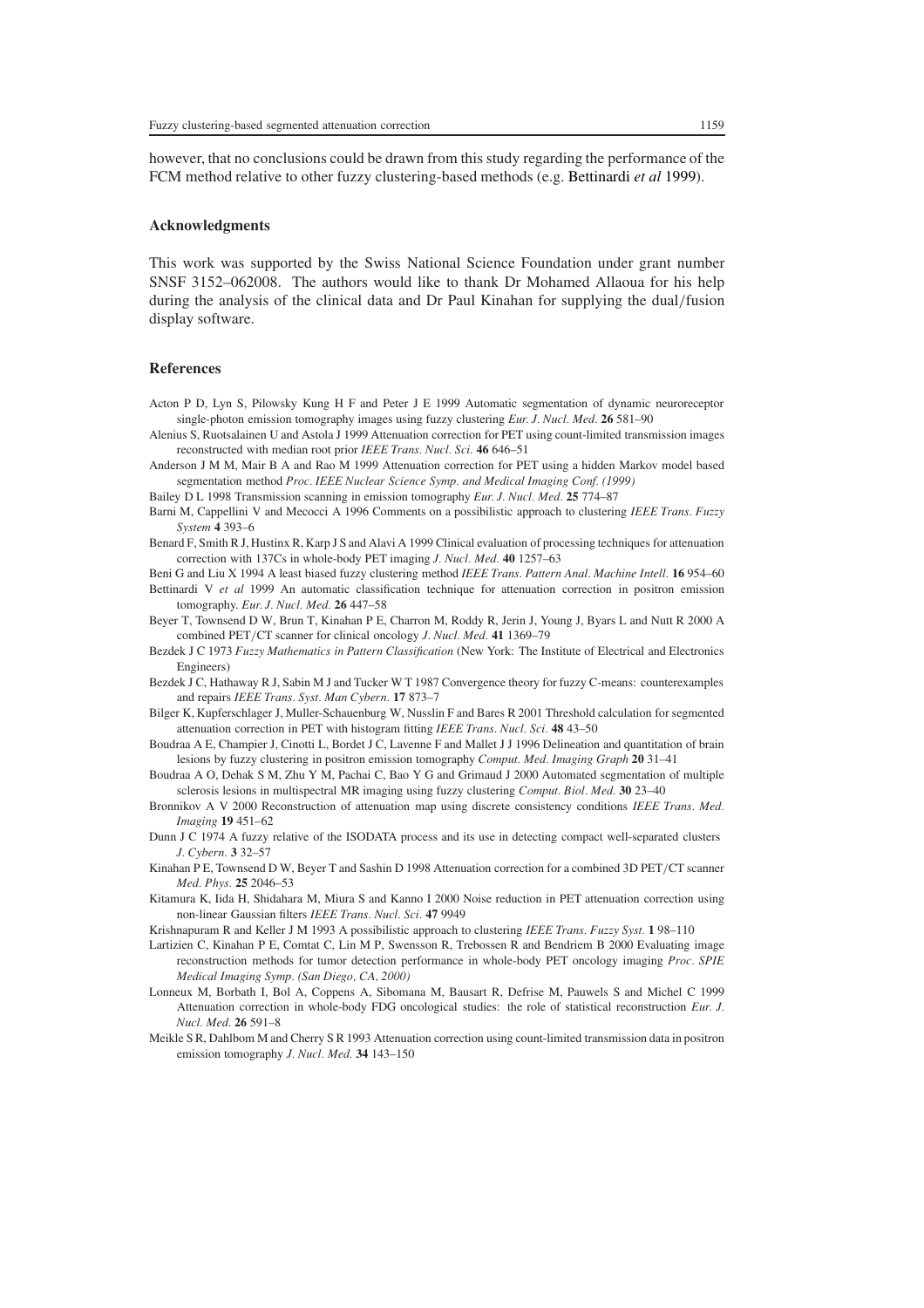however, that no conclusions could be drawn from this study regarding the performance of the FCM method relative to other fuzzy clustering-based methods (e.g. Bettinardi *et al* 1999).

## Acknowledgments

This work was supported by the Swiss National Science Foundation under grant number SNSF 3152–062008. The authors would like to thank Dr Mohamed Allaoua for his help during the analysis of the clinical data and Dr Paul Kinahan for supplying the dual/fusion display software.

## References

Acton P D, Lyn S, Pilowsky Kung H F and Peter J E 1999 Automatic segmentation of dynamic neuroreceptor single-photon emission tomography images using fuzzy clustering *Eur. J. Nucl. Med.* **26** 581–90

Alenius S, Ruotsalainen U and Astola J 1999 Attenuation correction for PET using count-limited transmission images reconstructed with median root prior *IEEE Trans. Nucl. Sci.* **46** 646–51

Anderson J M M, Mair B A and Rao M 1999 Attenuation correction for PET using a hidden Markov model based segmentation method *Proc. IEEE Nuclear Science Symp. and Medical Imaging Conf. (1999)*

Bailey D L 1998 Transmission scanning in emission tomography *Eur. J. Nucl. Med.* **25** 774–87

Barni M, Cappellini V and Mecocci A 1996 Comments on a possibilistic approach to clustering *IEEE Trans. Fuzzy System* **4** 393–6

Benard F, Smith R J, Hustinx R, Karp J S and Alavi A 1999 Clinical evaluation of processing techniques for attenuation correction with 137Cs in whole-body PET imaging *J. Nucl. Med.* **40** 1257–63

Beni G and Liu X 1994 A least biased fuzzy clustering method *IEEE Trans. Pattern Anal. Machine Intell.* **16** 954–60

Bettinardi V *et al* 1999 An automatic classification technique for attenuation correction in positron emission tomography. *Eur. J. Nucl. Med.* **26** 447–58

Beyer T, Townsend D W, Brun T, Kinahan P E, Charron M, Roddy R, Jerin J, Young J, Byars L and Nutt R 2000 A combined PET/CT scanner for clinical oncology *J. Nucl. Med.* **41** 1369–79

Bezdek J C 1973 *Fuzzy Mathematics in Pattern Classification* (New York: The Institute of Electrical and Electronics Engineers)

Bezdek J C, Hathaway R J, Sabin M J and Tucker W T 1987 Convergence theory for fuzzy C-means: counterexamples and repairs *IEEE Trans. Syst. Man Cybern.* **17** 873–7

Bilger K, Kupferschlager J, Muller-Schauenburg W, Nusslin F and Bares R 2001 Threshold calculation for segmented attenuation correction in PET with histogram fitting *IEEE Trans. Nucl. Sci.* **48** 43–50

Boudraa A E, Champier J, Cinotti L, Bordet J C, Lavenne F and Mallet J J 1996 Delineation and quantitation of brain lesions by fuzzy clustering in positron emission tomography *Comput. Med. Imaging Graph* **20** 31–41

Boudraa A O, Dehak S M, Zhu Y M, Pachai C, Bao Y G and Grimaud J 2000 Automated segmentation of multiple sclerosis lesions in multispectral MR imaging using fuzzy clustering *Comput. Biol. Med.* **30** 23–40

Bronnikov A V 2000 Reconstruction of attenuation map using discrete consistency conditions *IEEE Trans. Med. Imaging* **19** 451–62

Dunn J C 1974 A fuzzy relative of the ISODATA process and its use in detecting compact well-separated clusters *J. Cybern.* **3** 32–57

Kinahan P E, Townsend D W, Beyer T and Sashin D 1998 Attenuation correction for a combined 3D PET/CT scanner *Med. Phys.* **25** 2046–53

Kitamura K, Iida H, Shidahara M, Miura S and Kanno I 2000 Noise reduction in PET attenuation correction using non-linear Gaussian filters *IEEE Trans. Nucl. Sci.* **47** 9949

Krishnapuram R and Keller J M 1993 A possibilistic approach to clustering *IEEE Trans. Fuzzy Syst.* **1** 98–110

Lartizien C, Kinahan P E, Comtat C, Lin M P, Swensson R, Trebossen R and Bendriem B 2000 Evaluating image reconstruction methods for tumor detection performance in whole-body PET oncology imaging *Proc. SPIE Medical Imaging Symp. (San Diego, CA, 2000)*

Lonneux M, Borbath I, Bol A, Coppens A, Sibomana M, Bausart R, Defrise M, Pauwels S and Michel C 1999 Attenuation correction in whole-body FDG oncological studies: the role of statistical reconstruction *Eur. J. Nucl. Med.* **26** 591–8

Meikle S R, Dahlbom M and Cherry S R 1993 Attenuation correction using count-limited transmission data in positron emission tomography *J. Nucl. Med.* **34** 143–150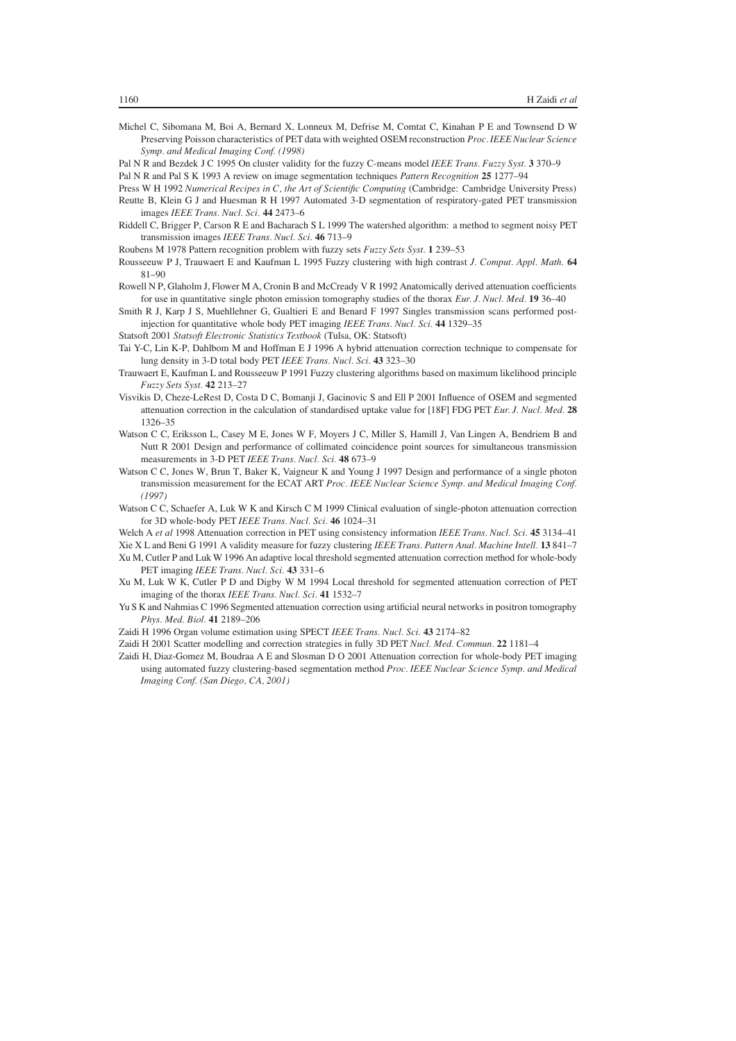Michel C, Sibomana M, Boi A, Bernard X, Lonneux M, Defrise M, Comtat C, Kinahan P E and Townsend D W Preserving Poisson characteristics of PET data with weighted OSEM reconstruction *Proc. IEEE Nuclear Science Symp. and Medical Imaging Conf. (1998)*

Pal N R and Bezdek J C 1995 On cluster validity for the fuzzy C-means model *IEEE Trans. Fuzzy Syst.* **3** 370–9

Pal N R and Pal S K 1993 A review on image segmentation techniques *Pattern Recognition* **25** 1277–94

Press W H 1992 *Numerical Recipes in C, the Art of Scientific Computing* (Cambridge: Cambridge University Press)

Reutte B, Klein G J and Huesman R H 1997 Automated 3-D segmentation of respiratory-gated PET transmission images *IEEE Trans. Nucl. Sci.* **44** 2473–6

Riddell C, Brigger P, Carson R E and Bacharach S L 1999 The watershed algorithm: a method to segment noisy PET transmission images *IEEE Trans. Nucl. Sci.* **46** 713–9

Roubens M 1978 Pattern recognition problem with fuzzy sets *Fuzzy Sets Syst.* **1** 239–53

Rousseeuw P J, Trauwaert E and Kaufman L 1995 Fuzzy clustering with high contrast *J. Comput. Appl. Math.* **64** 81–90

Rowell N P, Glaholm J, Flower M A, Cronin B and McCready V R 1992 Anatomically derived attenuation coefficients for use in quantitative single photon emission tomography studies of the thorax *Eur. J. Nucl. Med.* **19** 36–40

Smith R J, Karp J S, Muehllehner G, Gualtieri E and Benard F 1997 Singles transmission scans performed post-injection for quantitative whole body PET imaging *IEEE Trans. Nucl. Sci.* **44** 1329–35

Statsoft 2001 *Statsoft Electronic Statistics Textbook* (Tulsa, OK: Statsoft)

Tai Y-C, Lin K-P, Dahlbom M and Hoffman E J 1996 A hybrid attenuation correction technique to compensate for lung density in 3-D total body PET *IEEE Trans. Nucl. Sci.* **43** 323–30

Trauwaert E, Kaufman L and Rousseeuw P 1991 Fuzzy clustering algorithms based on maximum likelihood principle *Fuzzy Sets Syst.* **42** 213–27

Visvikis D, Cheze-LeRest D, Costa D C, Bomanji J, Gacinovic S and Ell P 2001 Influence of OSEM and segmented attenuation correction in the calculation of standardised uptake value for [18F] FDG PET *Eur. J. Nucl. Med.* **28** 1326–35

Watson C C, Eriksson L, Casey M E, Jones W F, Moyers J C, Miller S, Hamill J, Van Lingen A, Bendriem B and Nutt R 2001 Design and performance of collimated coincidence point sources for simultaneous transmission measurements in 3-D PET *IEEE Trans. Nucl. Sci.* **48** 673–9

Watson C C, Jones W, Brun T, Baker K, Vaigneur K and Young J 1997 Design and performance of a single photon transmission measurement for the ECAT ART *Proc. IEEE Nuclear Science Symp. and Medical Imaging Conf. (1997)*

Watson C C, Schaefer A, Luk W K and Kirsch C M 1999 Clinical evaluation of single-photon attenuation correction for 3D whole-body PET *IEEE Trans. Nucl. Sci.* **46** 1024–31

Welch A *et al* 1998 Attenuation correction in PET using consistency information *IEEE Trans. Nucl. Sci.* **45** 3134–41

Xie X L and Beni G 1991 A validity measure for fuzzy clustering *IEEE Trans. Pattern Anal. Machine Intell.* **13** 841–7

Xu M, Cutler P and Luk W 1996 An adaptive local threshold segmented attenuation correction method for whole-body PET imaging *IEEE Trans. Nucl. Sci.* **43** 331–6

Xu M, Luk W K, Cutler P D and Digby W M 1994 Local threshold for segmented attenuation correction of PET imaging of the thorax *IEEE Trans. Nucl. Sci.* **41** 1532–7

Yu S K and Nahmias C 1996 Segmented attenuation correction using artificial neural networks in positron tomography *Phys. Med. Biol.* **41** 2189–206

Zaidi H 1996 Organ volume estimation using SPECT *IEEE Trans. Nucl. Sci.* **43** 2174–82

Zaidi H 2001 Scatter modelling and correction strategies in fully 3D PET *Nucl. Med. Commun.* **22** 1181–4

Zaidi H, Diaz-Gomez M, Boudraa A E and Slosman D O 2001 Attenuation correction for whole-body PET imaging using automated fuzzy clustering-based segmentation method *Proc. IEEE Nuclear Science Symp. and Medical Imaging Conf. (San Diego, CA, 2001)*